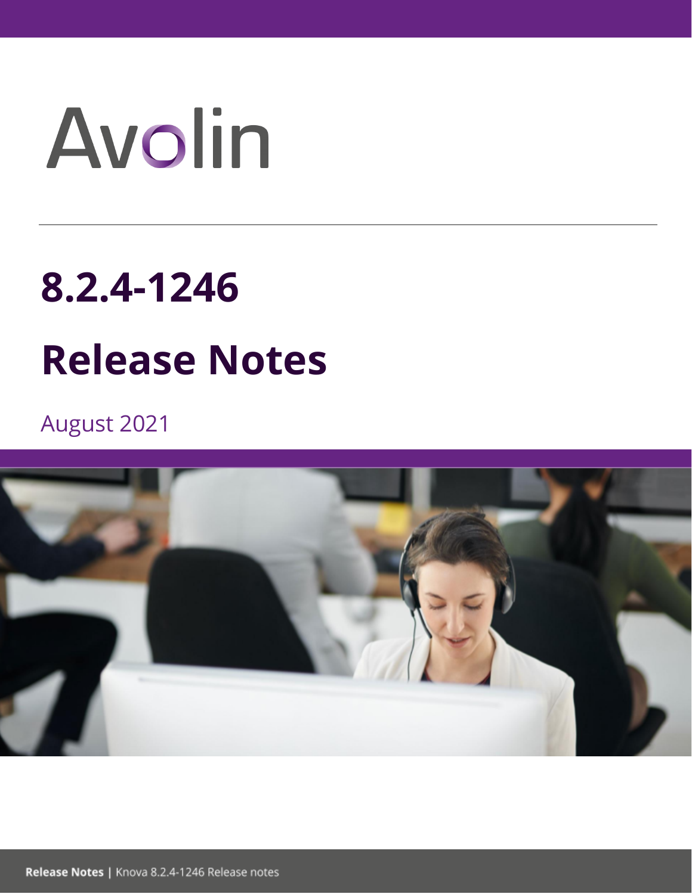Avolin

# 8.2.4-1246

# Release Notes

August 2021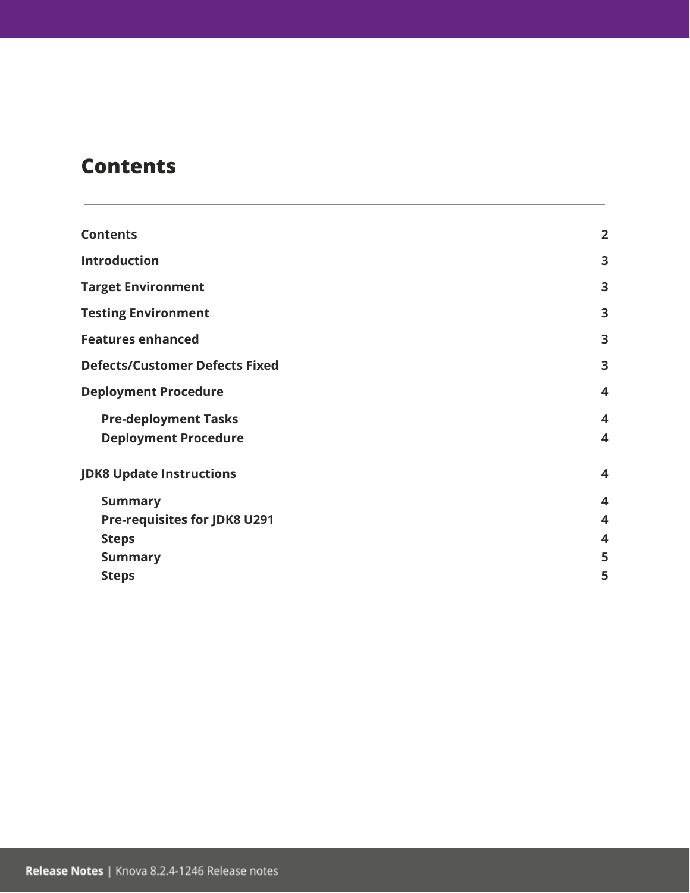# Contents

| | |
|---|---|
| **Contents** | **2** |
| **Introduction** | **3** |
| **Target Environment** | **3** |
| **Testing Environment** | **3** |
| **Features enhanced** | **3** |
| **Defects/Customer Defects Fixed** | **3** |
| **Deployment Procedure** | **4** |
| &nbsp;&nbsp;&nbsp;&nbsp;**Pre-deployment Tasks** | **4** |
| &nbsp;&nbsp;&nbsp;&nbsp;**Deployment Procedure** | **4** |
| **JDK8 Update Instructions** | **4** |
| &nbsp;&nbsp;&nbsp;&nbsp;**Summary** | **4** |
| &nbsp;&nbsp;&nbsp;&nbsp;**Pre-requisites for JDK8 U291** | **4** |
| &nbsp;&nbsp;&nbsp;&nbsp;**Steps** | **4** |
| &nbsp;&nbsp;&nbsp;&nbsp;**Summary** | **5** |
| &nbsp;&nbsp;&nbsp;&nbsp;**Steps** | **5** |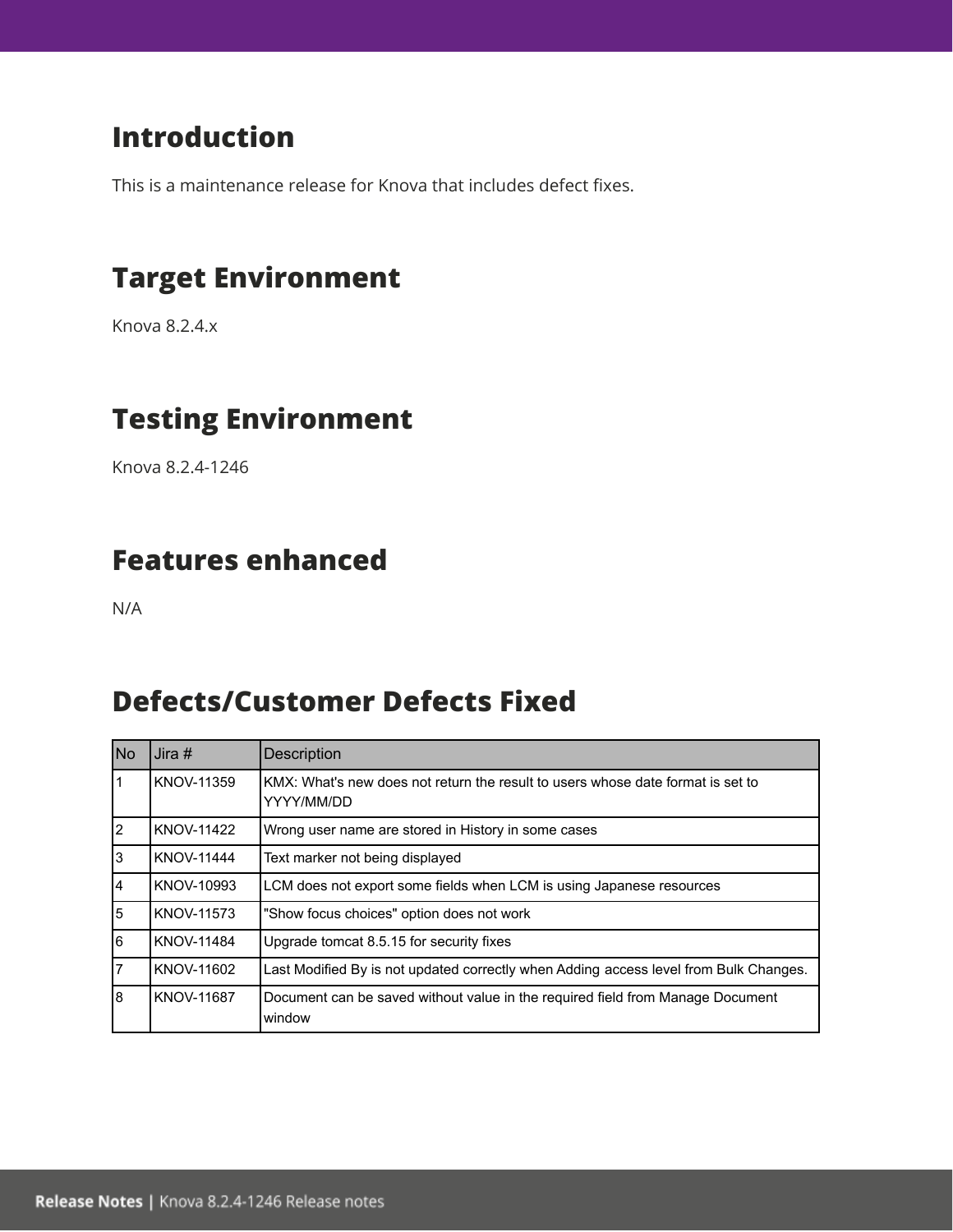## Introduction

This is a maintenance release for Knova that includes defect fixes.

## Target Environment

Knova 8.2.4.x

## Testing Environment

Knova 8.2.4-1246

## Features enhanced

N/A

## Defects/Customer Defects Fixed

| No | Jira # | Description |
| --- | --- | --- |
| 1 | KNOV-11359 | KMX: What's new does not return the result to users whose date format is set to YYYY/MM/DD |
| 2 | KNOV-11422 | Wrong user name are stored in History in some cases |
| 3 | KNOV-11444 | Text marker not being displayed |
| 4 | KNOV-10993 | LCM does not export some fields when LCM is using Japanese resources |
| 5 | KNOV-11573 | "Show focus choices" option does not work |
| 6 | KNOV-11484 | Upgrade tomcat 8.5.15 for security fixes |
| 7 | KNOV-11602 | Last Modified By is not updated correctly when Adding access level from Bulk Changes. |
| 8 | KNOV-11687 | Document can be saved without value in the required field from Manage Document window |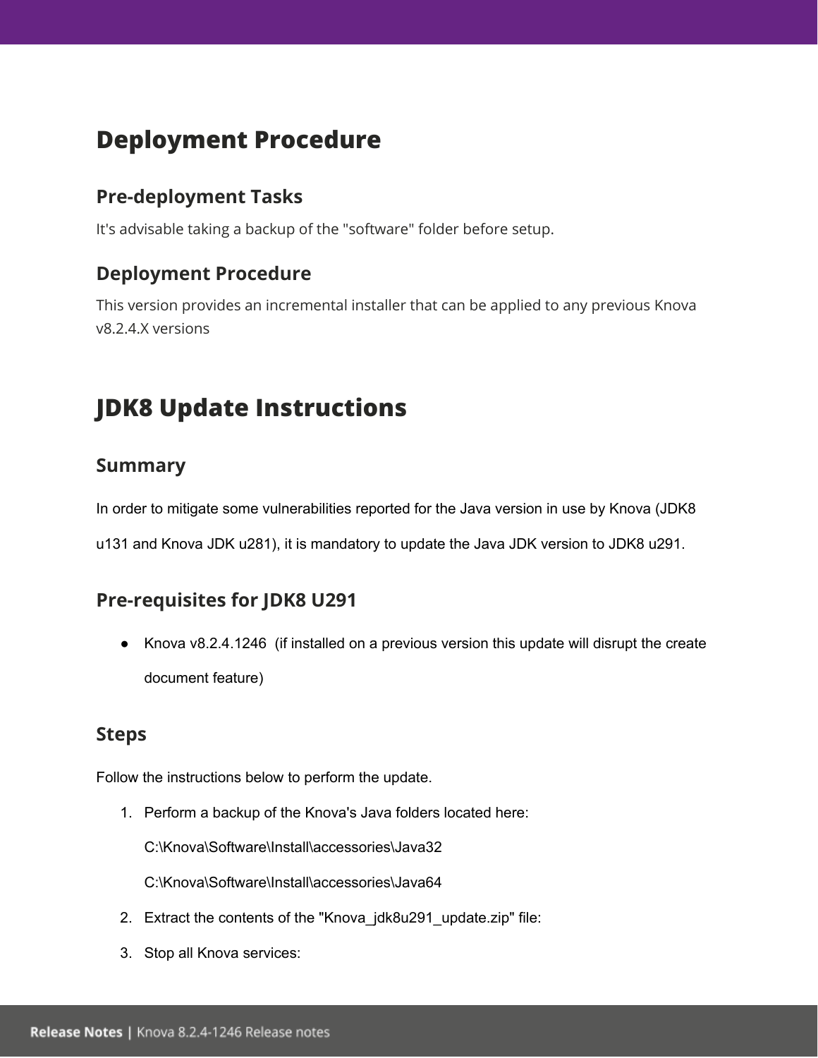# Deployment Procedure

## Pre-deployment Tasks

It's advisable taking a backup of the "software" folder before setup.

## Deployment Procedure

This version provides an incremental installer that can be applied to any previous Knova v8.2.4.X versions

# JDK8 Update Instructions

## Summary

In order to mitigate some vulnerabilities reported for the Java version in use by Knova (JDK8 u131 and Knova JDK u281), it is mandatory to update the Java JDK version to JDK8 u291.

## Pre-requisites for JDK8 U291

- Knova v8.2.4.1246 (if installed on a previous version this update will disrupt the create document feature)

## Steps

Follow the instructions below to perform the update.

1. Perform a backup of the Knova's Java folders located here:

   C:\Knova\Software\Install\accessories\Java32

   C:\Knova\Software\Install\accessories\Java64

2. Extract the contents of the "Knova_jdk8u291_update.zip" file:
3. Stop all Knova services: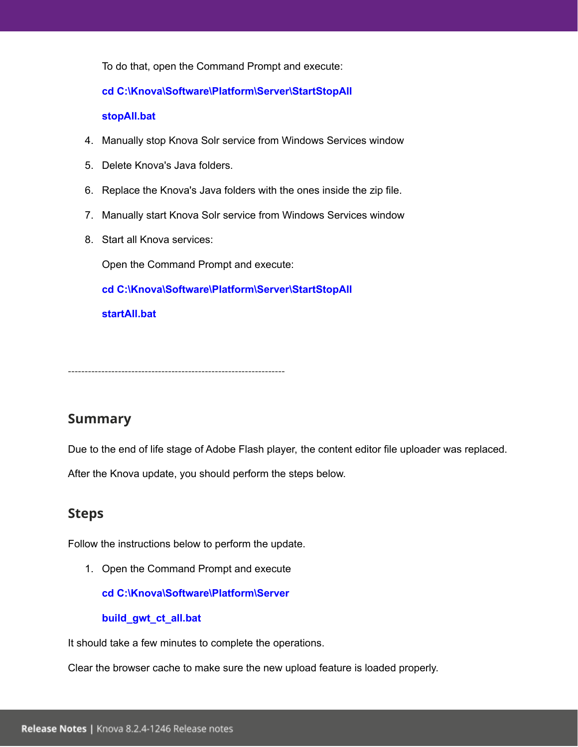To do that, open the Command Prompt and execute:

**cd C:\Knova\Software\Platform\Server\StartStopAll**

**stopAll.bat**

4. Manually stop Knova Solr service from Windows Services window
5. Delete Knova's Java folders.
6. Replace the Knova's Java folders with the ones inside the zip file.
7. Manually start Knova Solr service from Windows Services window
8. Start all Knova services:

   Open the Command Prompt and execute:

   **cd C:\Knova\Software\Platform\Server\StartStopAll**

   **startAll.bat**

----------------------------------------------------------------

## Summary

Due to the end of life stage of Adobe Flash player, the content editor file uploader was replaced.

After the Knova update, you should perform the steps below.

## Steps

Follow the instructions below to perform the update.

1. Open the Command Prompt and execute

   **cd C:\Knova\Software\Platform\Server**

   **build_gwt_ct_all.bat**

It should take a few minutes to complete the operations.

Clear the browser cache to make sure the new upload feature is loaded properly.